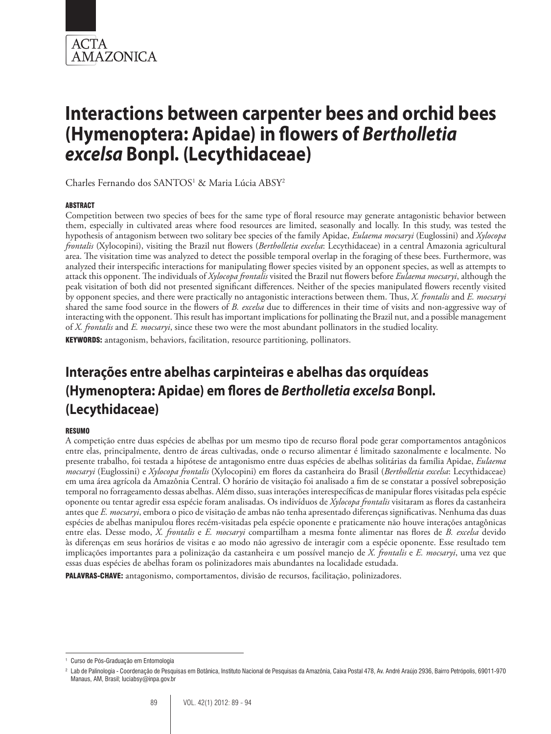ACTA AMAZONICA

# Interactions between carpenter bees and orchid bees (Hymenoptera: Apidae) in flowers of *Bertholletia excelsa* Bonpl. (Lecythidaceae)

Charles Fernando dos SANTOS[1] & Maria Lúcia ABSY[2]

## ABSTRACT

Competition between two species of bees for the same type of floral resource may generate antagonistic behavior between them, especially in cultivated areas where food resources are limited, seasonally and locally. In this study, was tested the hypothesis of antagonism between two solitary bee species of the family Apidae, *Eulaema mocsaryi* (Euglossini) and *Xylocopa frontalis* (Xylocopini), visiting the Brazil nut flowers (*Bertholletia excelsa*: Lecythidaceae) in a central Amazonia agricultural area. The visitation time was analyzed to detect the possible temporal overlap in the foraging of these bees. Furthermore, was analyzed their interspecific interactions for manipulating flower species visited by an opponent species, as well as attempts to attack this opponent. The individuals of *Xylocopa frontalis* visited the Brazil nut flowers before *Eulaema mocsaryi*, although the peak visitation of both did not presented significant differences. Neither of the species manipulated flowers recently visited by opponent species, and there were practically no antagonistic interactions between them. Thus, *X. frontalis* and *E. mocsaryi* shared the same food source in the flowers of *B. excelsa* due to differences in their time of visits and non-aggressive way of interacting with the opponent. This result has important implications for pollinating the Brazil nut, and a possible management of *X. frontalis* and *E. mocsaryi*, since these two were the most abundant pollinators in the studied locality.

**KEYWORDS:** antagonism, behaviors, facilitation, resource partitioning, pollinators.

# Interações entre abelhas carpinteiras e abelhas das orquídeas (Hymenoptera: Apidae) em flores de *Bertholletia excelsa* Bonpl. (Lecythidaceae)

## RESUMO

A competição entre duas espécies de abelhas por um mesmo tipo de recurso floral pode gerar comportamentos antagônicos entre elas, principalmente, dentro de áreas cultivadas, onde o recurso alimentar é limitado sazonalmente e localmente. No presente trabalho, foi testada a hipótese de antagonismo entre duas espécies de abelhas solitárias da família Apidae, *Eulaema mocsaryi* (Euglossini) e *Xylocopa frontalis* (Xylocopini) em flores da castanheira do Brasil (*Bertholletia excelsa*: Lecythidaceae) em uma área agrícola da Amazônia Central. O horário de visitação foi analisado a fim de se constatar a possível sobreposição temporal no forrageamento dessas abelhas. Além disso, suas interações interespecíficas de manipular flores visitadas pela espécie oponente ou tentar agredir essa espécie foram analisadas. Os indivíduos de *Xylocopa frontalis* visitaram as flores da castanheira antes que *E. mocsaryi*, embora o pico de visitação de ambas não tenha apresentado diferenças significativas. Nenhuma das duas espécies de abelhas manipulou flores recém-visitadas pela espécie oponente e praticamente não houve interações antagônicas entre elas. Desse modo, *X. frontalis* e *E. mocsaryi* compartilham a mesma fonte alimentar nas flores de *B. excelsa* devido às diferenças em seus horários de visitas e ao modo não agressivo de interagir com a espécie oponente. Esse resultado tem implicações importantes para a polinização da castanheira e um possível manejo de *X. frontalis* e *E. mocsaryi*, uma vez que essas duas espécies de abelhas foram os polinizadores mais abundantes na localidade estudada.

**PALAVRAS-CHAVE:** antagonismo, comportamentos, divisão de recursos, facilitação, polinizadores.

---

[1] Curso de Pós-Graduação em Entomologia

[2] Lab de Palinologia - Coordenação de Pesquisas em Botânica, Instituto Nacional de Pesquisas da Amazônia, Caixa Postal 478, Av. André Araújo 2936, Bairro Petrópolis, 69011-970 Manaus, AM, Brasil; luciabsy@inpa.gov.br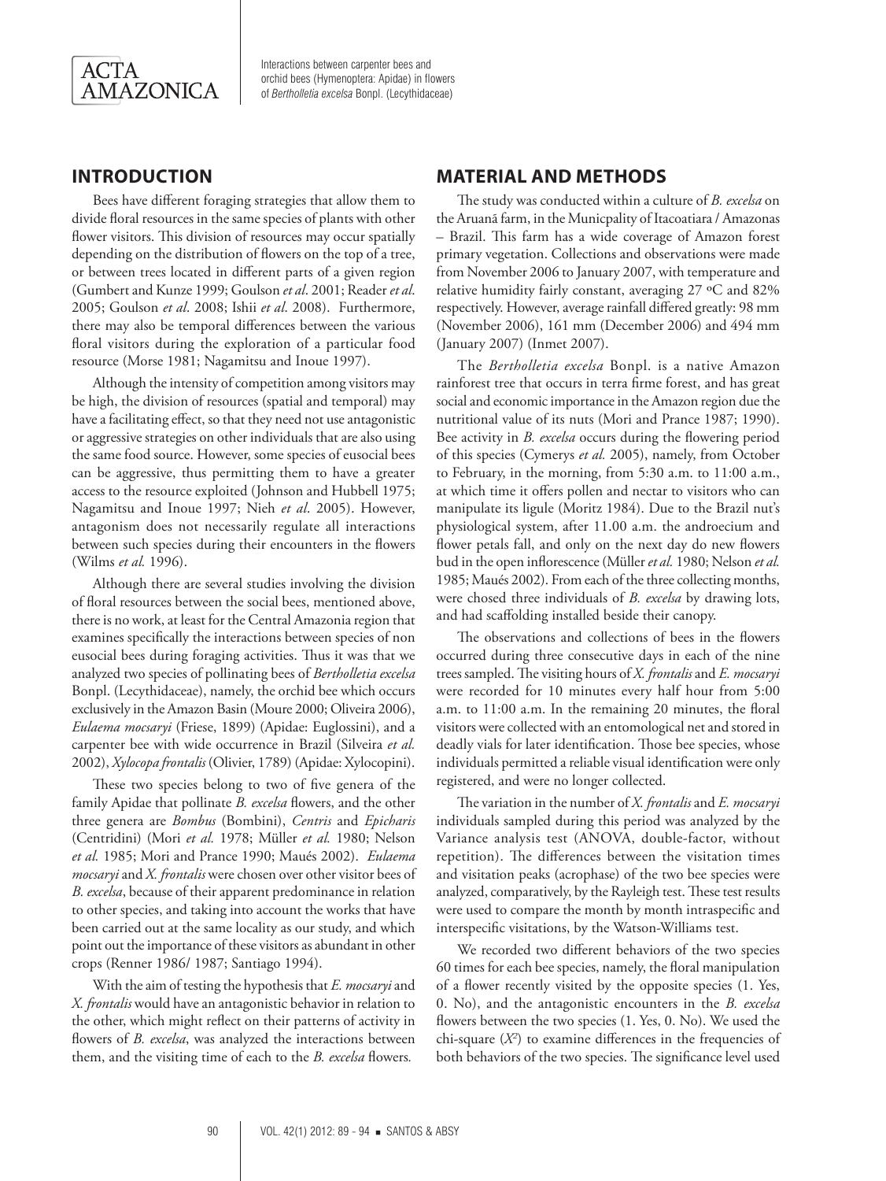## INTRODUCTION

Bees have different foraging strategies that allow them to divide floral resources in the same species of plants with other flower visitors. This division of resources may occur spatially depending on the distribution of flowers on the top of a tree, or between trees located in different parts of a given region (Gumbert and Kunze 1999; Goulson *et al*. 2001; Reader *et al*. 2005; Goulson *et al*. 2008; Ishii *et al*. 2008). Furthermore, there may also be temporal differences between the various floral visitors during the exploration of a particular food resource (Morse 1981; Nagamitsu and Inoue 1997).

Although the intensity of competition among visitors may be high, the division of resources (spatial and temporal) may have a facilitating effect, so that they need not use antagonistic or aggressive strategies on other individuals that are also using the same food source. However, some species of eusocial bees can be aggressive, thus permitting them to have a greater access to the resource exploited (Johnson and Hubbell 1975; Nagamitsu and Inoue 1997; Nieh *et al*. 2005). However, antagonism does not necessarily regulate all interactions between such species during their encounters in the flowers (Wilms *et al.* 1996).

Although there are several studies involving the division of floral resources between the social bees, mentioned above, there is no work, at least for the Central Amazonia region that examines specifically the interactions between species of non eusocial bees during foraging activities. Thus it was that we analyzed two species of pollinating bees of *Bertholletia excelsa* Bonpl. (Lecythidaceae), namely, the orchid bee which occurs exclusively in the Amazon Basin (Moure 2000; Oliveira 2006), *Eulaema mocsaryi* (Friese, 1899) (Apidae: Euglossini), and a carpenter bee with wide occurrence in Brazil (Silveira *et al.* 2002), *Xylocopa frontalis* (Olivier, 1789) (Apidae: Xylocopini).

These two species belong to two of five genera of the family Apidae that pollinate *B. excelsa* flowers, and the other three genera are *Bombus* (Bombini), *Centris* and *Epicharis* (Centridini) (Mori *et al.* 1978; Müller *et al.* 1980; Nelson *et al.* 1985; Mori and Prance 1990; Maués 2002). *Eulaema mocsaryi* and *X. frontalis* were chosen over other visitor bees of *B. excelsa*, because of their apparent predominance in relation to other species, and taking into account the works that have been carried out at the same locality as our study, and which point out the importance of these visitors as abundant in other crops (Renner 1986/ 1987; Santiago 1994).

With the aim of testing the hypothesis that *E. mocsaryi* and *X. frontalis* would have an antagonistic behavior in relation to the other, which might reflect on their patterns of activity in flowers of *B. excelsa*, was analyzed the interactions between them, and the visiting time of each to the *B. excelsa* flowers.

## MATERIAL AND METHODS

The study was conducted within a culture of *B. excelsa* on the Aruanã farm, in the Municpality of Itacoatiara / Amazonas – Brazil. This farm has a wide coverage of Amazon forest primary vegetation. Collections and observations were made from November 2006 to January 2007, with temperature and relative humidity fairly constant, averaging 27 ºC and 82% respectively. However, average rainfall differed greatly: 98 mm (November 2006), 161 mm (December 2006) and 494 mm (January 2007) (Inmet 2007).

The *Bertholletia excelsa* Bonpl. is a native Amazon rainforest tree that occurs in terra firme forest, and has great social and economic importance in the Amazon region due the nutritional value of its nuts (Mori and Prance 1987; 1990). Bee activity in *B. excelsa* occurs during the flowering period of this species (Cymerys *et al.* 2005), namely, from October to February, in the morning, from 5:30 a.m. to 11:00 a.m., at which time it offers pollen and nectar to visitors who can manipulate its ligule (Moritz 1984). Due to the Brazil nut's physiological system, after 11.00 a.m. the androecium and flower petals fall, and only on the next day do new flowers bud in the open inflorescence (Müller *et al.* 1980; Nelson *et al.* 1985; Maués 2002). From each of the three collecting months, were chosed three individuals of *B. excelsa* by drawing lots, and had scaffolding installed beside their canopy.

The observations and collections of bees in the flowers occurred during three consecutive days in each of the nine trees sampled. The visiting hours of *X. frontalis* and *E. mocsaryi* were recorded for 10 minutes every half hour from 5:00 a.m. to 11:00 a.m. In the remaining 20 minutes, the floral visitors were collected with an entomological net and stored in deadly vials for later identification. Those bee species, whose individuals permitted a reliable visual identification were only registered, and were no longer collected.

The variation in the number of *X. frontalis* and *E. mocsaryi* individuals sampled during this period was analyzed by the Variance analysis test (ANOVA, double-factor, without repetition). The differences between the visitation times and visitation peaks (acrophase) of the two bee species were analyzed, comparatively, by the Rayleigh test. These test results were used to compare the month by month intraspecific and interspecific visitations, by the Watson-Williams test.

We recorded two different behaviors of the two species 60 times for each bee species, namely, the floral manipulation of a flower recently visited by the opposite species (1. Yes, 0. No), and the antagonistic encounters in the *B. excelsa* flowers between the two species (1. Yes, 0. No). We used the chi-square ($X^2$) to examine differences in the frequencies of both behaviors of the two species. The significance level used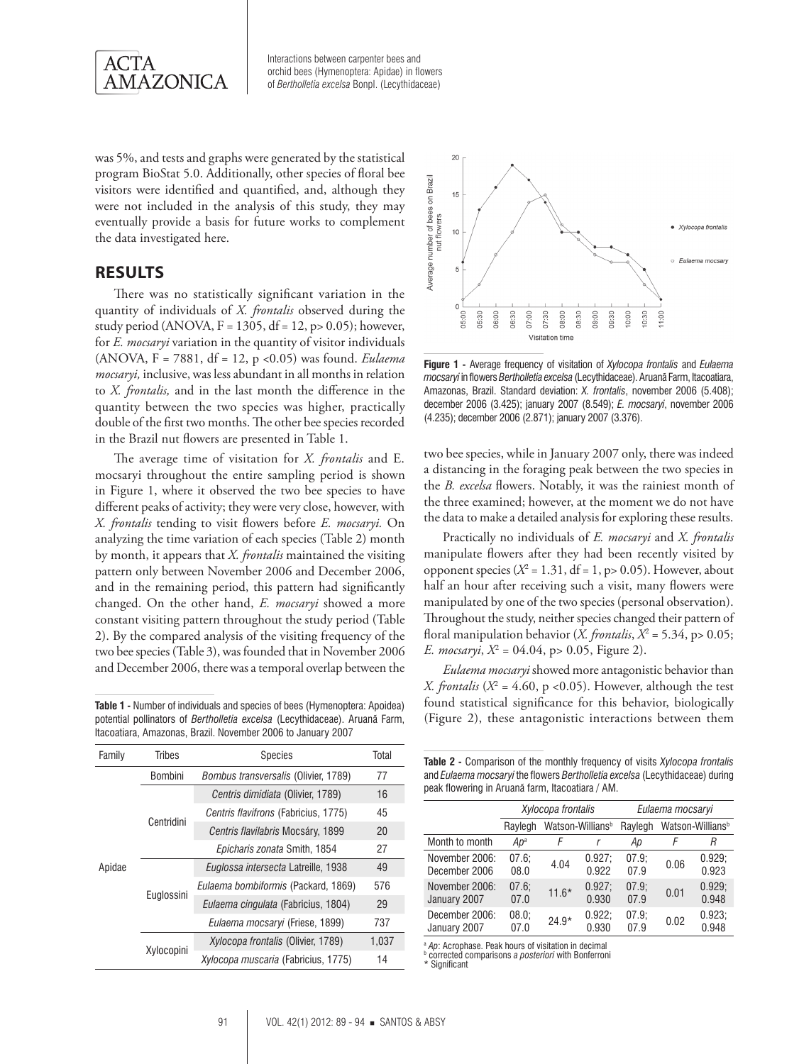was 5%, and tests and graphs were generated by the statistical program BioStat 5.0. Additionally, other species of floral bee visitors were identified and quantified, and, although they were not included in the analysis of this study, they may eventually provide a basis for future works to complement the data investigated here.

## RESULTS

There was no statistically significant variation in the quantity of individuals of *X. frontalis* observed during the study period (ANOVA, F = 1305, df = 12, p> 0.05); however, for *E. mocsaryi* variation in the quantity of visitor individuals (ANOVA, F = 7881, df = 12, p <0.05) was found. *Eulaema mocsaryi*, inclusive, was less abundant in all months in relation to *X. frontalis,* and in the last month the difference in the quantity between the two species was higher, practically double of the first two months. The other bee species recorded in the Brazil nut flowers are presented in Table 1.

The average time of visitation for *X. frontalis* and E. mocsaryi throughout the entire sampling period is shown in Figure 1, where it observed the two bee species to have different peaks of activity; they were very close, however, with *X. frontalis* tending to visit flowers before *E. mocsaryi.* On analyzing the time variation of each species (Table 2) month by month, it appears that *X. frontalis* maintained the visiting pattern only between November 2006 and December 2006, and in the remaining period, this pattern had significantly changed. On the other hand, *E. mocsaryi* showed a more constant visiting pattern throughout the study period (Table 2). By the compared analysis of the visiting frequency of the two bee species (Table 3), was founded that in November 2006 and December 2006, there was a temporal overlap between the

**Table 1 -** Number of individuals and species of bees (Hymenoptera: Apoidea) potential pollinators of *Bertholletia excelsa* (Lecythidaceae). Aruanã Farm, Itacoatiara, Amazonas, Brazil. November 2006 to January 2007

| Family | Tribes | Species | Total |
|---|---|---|---|
| Apidae | Bombini | *Bombus transversalis* (Olivier, 1789) | 77 |
| | Centridini | *Centris dimidiata* (Olivier, 1789) | 16 |
| | | *Centris flavifrons* (Fabricius, 1775) | 45 |
| | | *Centris flavilabris* Mocsáry, 1899 | 20 |
| | | *Epicharis zonata* Smith, 1854 | 27 |
| | Euglossini | *Euglossa intersecta* Latreille, 1938 | 49 |
| | | *Eulaema bombiformis* (Packard, 1869) | 576 |
| | | *Eulaema cingulata* (Fabricius, 1804) | 29 |
| | | *Eulaema mocsaryi* (Friese, 1899) | 737 |
| | Xylocopini | *Xylocopa frontalis* (Olivier, 1789) | 1,037 |
| | | *Xylocopa muscaria* (Fabricius, 1775) | 14 |

Average number of bees on Brazil nut flowers

Visitation time

05:00 05:30 06:00 06:30 07:00 07:30 08:00 08:30 09:00 09:30 10:00 10:30 11:00

0 5 10 15 20

● *Xylocopa frontalis*

○ *Eulaema mocsary*

**Figure 1 -** Average frequency of visitation of *Xylocopa frontalis* and *Eulaema mocsaryi* in flowers *Bertholletia excelsa* (Lecythidaceae). Aruanã Farm, Itacoatiara, Amazonas, Brazil. Standard deviation: *X. frontalis*, november 2006 (5.408); december 2006 (3.425); january 2007 (8.549); *E. mocsaryi*, november 2006 (4.235); december 2006 (2.871); january 2007 (3.376).

two bee species, while in January 2007 only, there was indeed a distancing in the foraging peak between the two species in the *B. excelsa* flowers. Notably, it was the rainiest month of the three examined; however, at the moment we do not have the data to make a detailed analysis for exploring these results.

Practically no individuals of *E. mocsaryi* and *X. frontalis* manipulate flowers after they had been recently visited by opponent species ($X^2$ = 1.31, df = 1, p> 0.05). However, about half an hour after receiving such a visit, many flowers were manipulated by one of the two species (personal observation). Throughout the study, neither species changed their pattern of floral manipulation behavior (*X. frontalis*, $X^2$ = 5.34, p> 0.05; *E. mocsaryi*, $X^2$ = 04.04, p> 0.05, Figure 2).

*Eulaema mocsaryi* showed more antagonistic behavior than *X. frontalis* ($X^2$ = 4.60, p <0.05). However, although the test found statistical significance for this behavior, biologically (Figure 2), these antagonistic interactions between them

**Table 2 -** Comparison of the monthly frequency of visits *Xylocopa frontalis* and *Eulaema mocsaryi* the flowers *Bertholletia excelsa* (Lecythidaceae) during peak flowering in Aruanã farm, Itacoatiara / AM.

| | *Xylocopa frontalis* | | | *Eulaema mocsaryi* | | |
|---|---|---|---|---|---|---|
| | Raylegh | Watson-Willians[b] | | Raylegh | Watson-Willians[b] | |
| Month to month | *Ap*[a] | *F* | *r* | *Ap* | *F* | *R* |
| November 2006: December 2006 | 07.6; 08.0 | 4.04 | 0.927; 0.922 | 07.9; 07.9 | 0.06 | 0.929; 0.923 |
| November 2006: January 2007 | 07.6; 07.0 | 11.6* | 0.927; 0.930 | 07.9; 07.9 | 0.01 | 0.929; 0.948 |
| December 2006: January 2007 | 08.0; 07.0 | 24.9* | 0.922; 0.930 | 07.9; 07.9 | 0.02 | 0.923; 0.948 |

[a] *Ap*: Acrophase. Peak hours of visitation in decimal
[b] corrected comparisons *a posteriori* with Bonferroni
\* Significant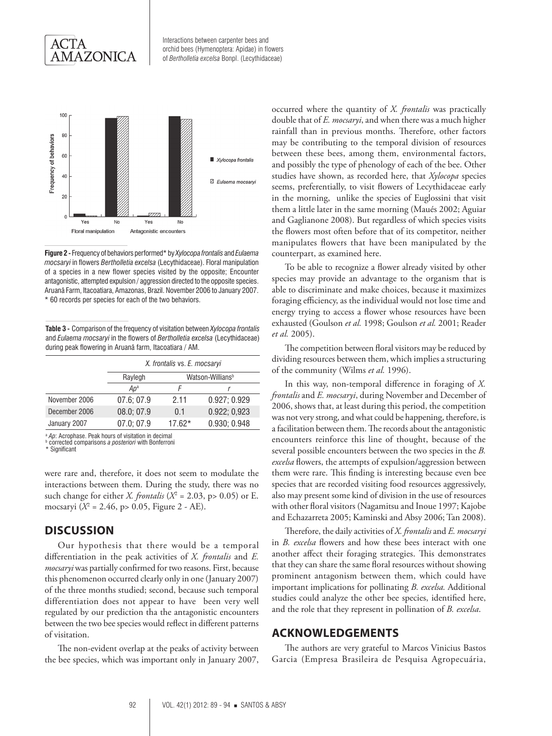100

80

60

40

20

0

Frequency of behaviors

Yes No Yes No

Floral manipulation Antagonistic encounters

■ *Xylocopa frontalis*

▨ *Eulaema mocsaryi*

**Figure 2 -** Frequency of behaviors performed* by *Xylocopa frontalis* and *Eulaema mocsaryi* in flowers *Bertholletia excelsa* (Lecythidaceae). Floral manipulation of a species in a new flower species visited by the opposite; Encounter antagonistic, attempted expulsion / aggression directed to the opposite species. Aruanã Farm, Itacoatiara, Amazonas, Brazil. November 2006 to January 2007. * 60 records per species for each of the two behaviors.

**Table 3 -** Comparison of the frequency of visitation between *Xylocopa frontalis* and *Eulaema mocsaryi* in the flowers of *Bertholletia excelsa* (Lecythidaceae) during peak flowering in Aruanã farm, Itacoatiara / AM.

| | *X. frontalis* vs. *E. mocsaryi* | | |
|---|---|---|---|
| | Raylegh | Watson-Willians[b] | |
| | *Ap*[a] | *F* | *r* |
| November 2006 | 07.6; 07.9 | 2.11 | 0.927; 0.929 |
| December 2006 | 08.0; 07.9 | 0.1 | 0.922; 0,923 |
| January 2007 | 07.0; 07.9 | 17.62* | 0.930; 0.948 |

[a] *Ap*: Acrophase. Peak hours of visitation in decimal
[b] corrected comparisons *a posteriori* with Bonferroni
\* Significant

were rare and, therefore, it does not seem to modulate the interactions between them. During the study, there was no such change for either *X. frontalis* ($X^2$ = 2.03, p> 0.05) or E. mocsaryi ($X^2$ = 2.46, p> 0.05, Figure 2 - AE).

## DISCUSSION

Our hypothesis that there would be a temporal differentiation in the peak activities of *X. frontalis* and *E. mocsaryi* was partially confirmed for two reasons. First, because this phenomenon occurred clearly only in one (January 2007) of the three months studied; second, because such temporal differentiation does not appear to have been very well regulated by our prediction tha the antagonistic encounters between the two bee species would reflect in different patterns of visitation.

The non-evident overlap at the peaks of activity between the bee species, which was important only in January 2007, occurred where the quantity of *X. frontalis* was practically double that of *E. mocsaryi*, and when there was a much higher rainfall than in previous months. Therefore, other factors may be contributing to the temporal division of resources between these bees, among them, environmental factors, and possibly the type of phenology of each of the bee. Other studies have shown, as recorded here, that *Xylocopa* species seems, preferentially, to visit flowers of Lecythidaceae early in the morning, unlike the species of Euglossini that visit them a little later in the same morning (Maués 2002; Aguiar and Gaglianone 2008). But regardless of which species visits the flowers most often before that of its competitor, neither manipulates flowers that have been manipulated by the counterpart, as examined here.

To be able to recognize a flower already visited by other species may provide an advantage to the organism that is able to discriminate and make choices, because it maximizes foraging efficiency, as the individual would not lose time and energy trying to access a flower whose resources have been exhausted (Goulson *et al.* 1998; Goulson *et al.* 2001; Reader *et al.* 2005).

The competition between floral visitors may be reduced by dividing resources between them, which implies a structuring of the community (Wilms *et al.* 1996).

In this way, non-temporal difference in foraging of *X. frontalis* and *E. mocsaryi*, during November and December of 2006, shows that, at least during this period, the competition was not very strong, and what could be happening, therefore, is a facilitation between them. The records about the antagonistic encounters reinforce this line of thought, because of the several possible encounters between the two species in the *B. excelsa* flowers, the attempts of expulsion/aggression between them were rare. This finding is interesting because even bee species that are recorded visiting food resources aggressively, also may present some kind of division in the use of resources with other floral visitors (Nagamitsu and Inoue 1997; Kajobe and Echazarreta 2005; Kaminski and Absy 2006; Tan 2008).

Therefore, the daily activities of *X. frontalis* and *E. mocsaryi* in *B. excelsa* flowers and how these bees interact with one another affect their foraging strategies. This demonstrates that they can share the same floral resources without showing prominent antagonism between them, which could have important implications for pollinating *B. excelsa.* Additional studies could analyze the other bee species, identified here, and the role that they represent in pollination of *B. excelsa*.

## ACKNOWLEDGEMENTS

The authors are very grateful to Marcos Vinicius Bastos Garcia (Empresa Brasileira de Pesquisa Agropecuária,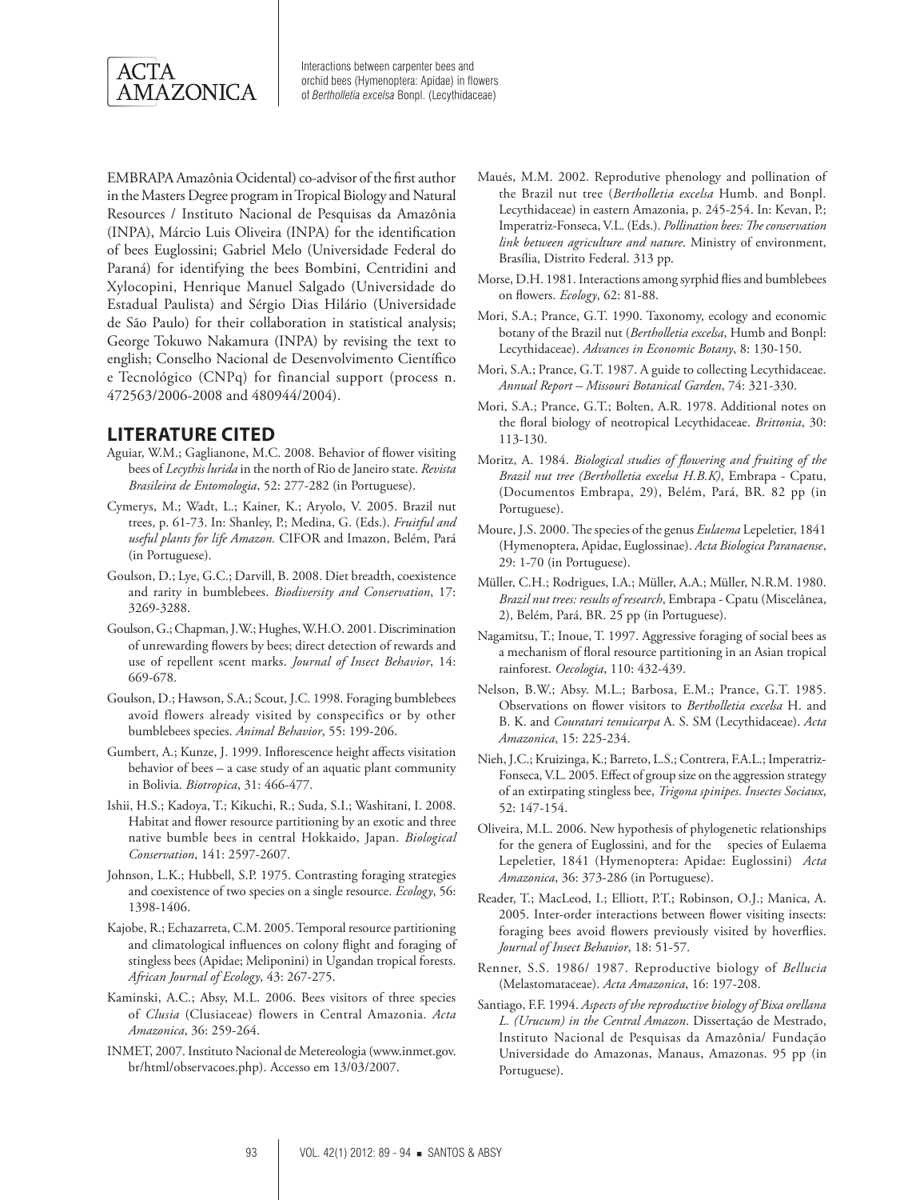EMBRAPA Amazônia Ocidental) co-advisor of the first author in the Masters Degree program in Tropical Biology and Natural Resources / Instituto Nacional de Pesquisas da Amazônia (INPA), Márcio Luis Oliveira (INPA) for the identification of bees Euglossini; Gabriel Melo (Universidade Federal do Paraná) for identifying the bees Bombini, Centridini and Xylocopini, Henrique Manuel Salgado (Universidade do Estadual Paulista) and Sérgio Dias Hilário (Universidade de São Paulo) for their collaboration in statistical analysis; George Tokuwo Nakamura (INPA) by revising the text to english; Conselho Nacional de Desenvolvimento Científico e Tecnológico (CNPq) for financial support (process n. 472563/2006-2008 and 480944/2004).

## LITERATURE CITED

Aguiar, W.M.; Gaglianone, M.C. 2008. Behavior of flower visiting bees of *Lecythis lurida* in the north of Rio de Janeiro state. *Revista Brasileira de Entomologia*, 52: 277-282 (in Portuguese).

Cymerys, M.; Wadt, L.; Kainer, K.; Aryolo, V. 2005. Brazil nut trees, p. 61-73. In: Shanley, P.; Medina, G. (Eds.). *Fruitful and useful plants for life Amazon.* CIFOR and Imazon, Belém, Pará (in Portuguese).

Goulson, D.; Lye, G.C.; Darvill, B. 2008. Diet breadth, coexistence and rarity in bumblebees. *Biodiversity and Conservation*, 17: 3269-3288.

Goulson, G.; Chapman, J.W.; Hughes, W.H.O. 2001. Discrimination of unrewarding flowers by bees; direct detection of rewards and use of repellent scent marks. *Journal of Insect Behavior*, 14: 669-678.

Goulson, D.; Hawson, S.A.; Scout, J.C. 1998. Foraging bumblebees avoid flowers already visited by conspecifics or by other bumblebees species. *Animal Behavior*, 55: 199-206.

Gumbert, A.; Kunze, J. 1999. Inflorescence height affects visitation behavior of bees – a case study of an aquatic plant community in Bolivia. *Biotropica*, 31: 466-477.

Ishii, H.S.; Kadoya, T.; Kikuchi, R.; Suda, S.I.; Washitani, I. 2008. Habitat and flower resource partitioning by an exotic and three native bumble bees in central Hokkaido, Japan. *Biological Conservation*, 141: 2597-2607.

Johnson, L.K.; Hubbell, S.P. 1975. Contrasting foraging strategies and coexistence of two species on a single resource. *Ecology*, 56: 1398-1406.

Kajobe, R.; Echazarreta, C.M. 2005. Temporal resource partitioning and climatological influences on colony flight and foraging of stingless bees (Apidae; Meliponini) in Ugandan tropical forests. *African Journal of Ecology*, 43: 267-275.

Kaminski, A.C.; Absy, M.L. 2006. Bees visitors of three species of *Clusia* (Clusiaceae) flowers in Central Amazonia. *Acta Amazonica*, 36: 259-264.

INMET, 2007. Instituto Nacional de Metereologia (www.inmet.gov.br/html/observacoes.php). Accesso em 13/03/2007.

Maués, M.M. 2002. Reproductive phenology and pollination of the Brazil nut tree (*Bertholletia excelsa* Humb. and Bonpl. Lecythidaceae) in eastern Amazonia, p. 245-254. In: Kevan, P.; Imperatriz-Fonseca, V.L. (Eds.). *Pollination bees: The conservation link between agriculture and nature*. Ministry of environment, Brasília, Distrito Federal. 313 pp.

Morse, D.H. 1981. Interactions among syrphid flies and bumblebees on flowers. *Ecology*, 62: 81-88.

Mori, S.A.; Prance, G.T. 1990. Taxonomy, ecology and economic botany of the Brazil nut (*Bertholletia excelsa*, Humb and Bonpl: Lecythidaceae). *Advances in Economic Botany*, 8: 130-150.

Mori, S.A.; Prance, G.T. 1987. A guide to collecting Lecythidaceae. *Annual Report – Missouri Botanical Garden*, 74: 321-330.

Mori, S.A.; Prance, G.T.; Bolten, A.R. 1978. Additional notes on the floral biology of neotropical Lecythidaceae. *Brittonia*, 30: 113-130.

Moritz, A. 1984. *Biological studies of flowering and fruiting of the Brazil nut tree (Bertholletia excelsa H.B.K)*, Embrapa - Cpatu, (Documentos Embrapa, 29), Belém, Pará, BR. 82 pp (in Portuguese).

Moure, J.S. 2000. The species of the genus *Eulaema* Lepeletier, 1841 (Hymenoptera, Apidae, Euglossinae). *Acta Biologica Paranaense*, 29: 1-70 (in Portuguese).

Müller, C.H.; Rodrigues, I.A.; Müller, A.A.; Müller, N.R.M. 1980. *Brazil nut trees: results of research*, Embrapa - Cpatu (Miscelânea, 2), Belém, Pará, BR. 25 pp (in Portuguese).

Nagamitsu, T.; Inoue, T. 1997. Aggressive foraging of social bees as a mechanism of floral resource partitioning in an Asian tropical rainforest. *Oecologia*, 110: 432-439.

Nelson, B.W.; Absy. M.L.; Barbosa, E.M.; Prance, G.T. 1985. Observations on flower visitors to *Bertholletia excelsa* H. and B. K. and *Couratari tenuicarpa* A. S. SM (Lecythidaceae). *Acta Amazonica*, 15: 225-234.

Nieh, J.C.; Kruizinga, K.; Barreto, L.S.; Contrera, F.A.L.; Imperatriz-Fonseca, V.L. 2005. Effect of group size on the aggression strategy of an extirpating stingless bee, *Trigona spinipes*. *Insectes Sociaux*, 52: 147-154.

Oliveira, M.L. 2006. New hypothesis of phylogenetic relationships for the genera of Euglossini, and for the species of Eulaema Lepeletier, 1841 (Hymenoptera: Apidae: Euglossini) *Acta Amazonica*, 36: 373-286 (in Portuguese).

Reader, T.; MacLeod, I.; Elliott, P.T.; Robinson, O.J.; Manica, A. 2005. Inter-order interactions between flower visiting insects: foraging bees avoid flowers previously visited by hoverflies. *Journal of Insect Behavior*, 18: 51-57.

Renner, S.S. 1986/ 1987. Reproductive biology of *Bellucia* (Melastomataceae). *Acta Amazonica*, 16: 197-208.

Santiago, F.F. 1994. *Aspects of the reproductive biology of Bixa orellana L. (Urucum) in the Central Amazon*. Dissertação de Mestrado, Instituto Nacional de Pesquisas da Amazônia/ Fundação Universidade do Amazonas, Manaus, Amazonas. 95 pp (in Portuguese).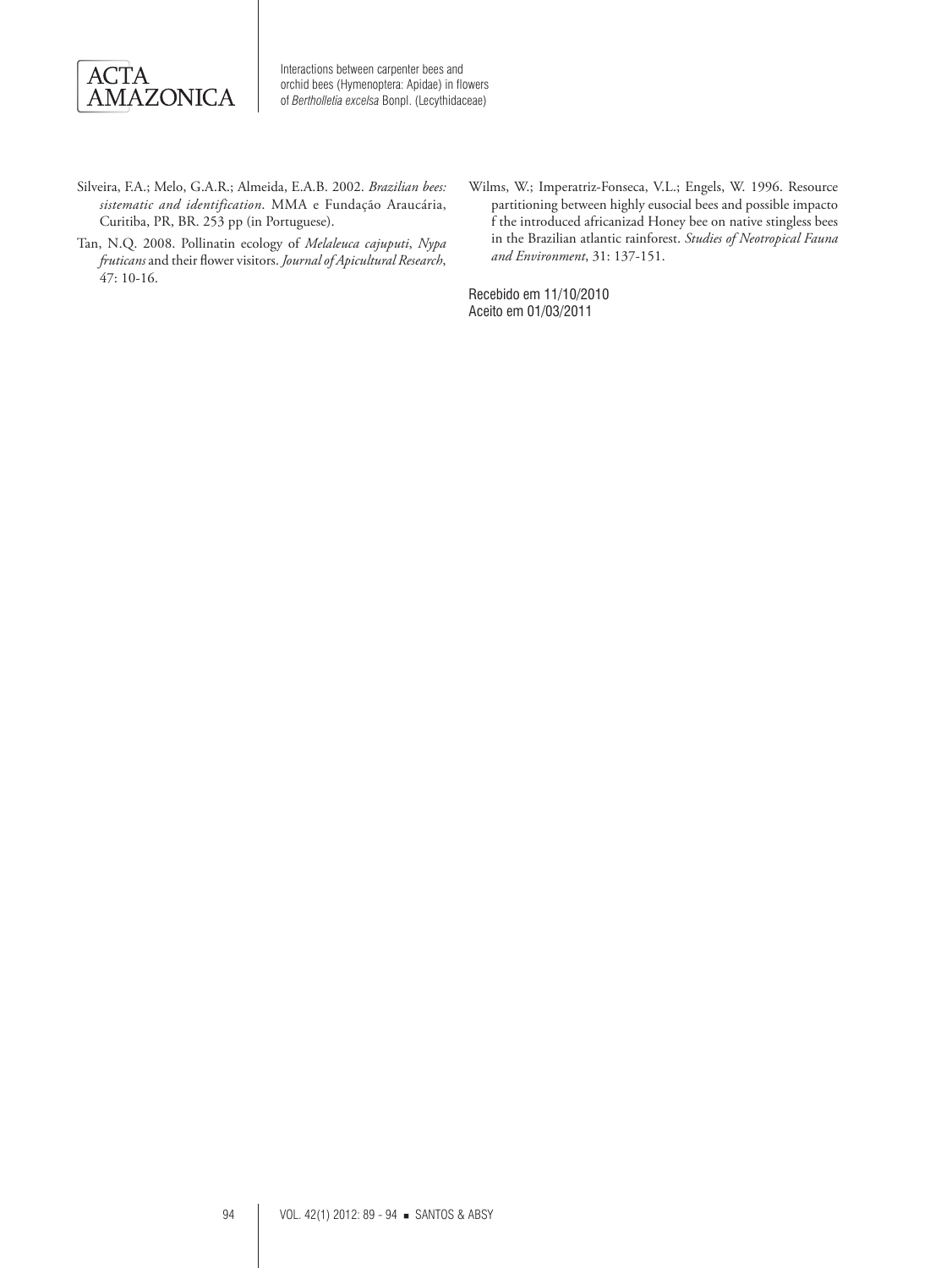Silveira, F.A.; Melo, G.A.R.; Almeida, E.A.B. 2002. *Brazilian bees: sistematic and identification*. MMA e Fundação Araucária, Curitiba, PR, BR. 253 pp (in Portuguese).

Tan, N.Q. 2008. Pollinatin ecology of *Melaleuca cajuputi*, *Nypa fruticans* and their flower visitors. *Journal of Apicultural Research*, 47: 10-16.

Wilms, W.; Imperatriz-Fonseca, V.L.; Engels, W. 1996. Resource partitioning between highly eusocial bees and possible impacto f the introduced africanizad Honey bee on native stingless bees in the Brazilian atlantic rainforest. *Studies of Neotropical Fauna and Environment*, 31: 137-151.

Recebido em 11/10/2010
Aceito em 01/03/2011